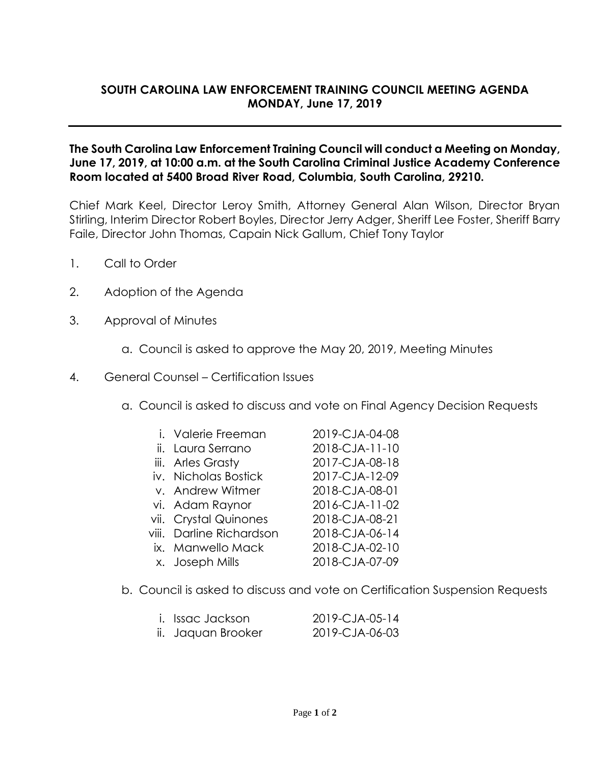# SOUTH CAROLINA LAW ENFORCEMENT TRAINING COUNCIL MEETING AGENDA
## MONDAY, June 17, 2019

**The South Carolina Law Enforcement Training Council will conduct a Meeting on Monday, June 17, 2019, at 10:00 a.m. at the South Carolina Criminal Justice Academy Conference Room located at 5400 Broad River Road, Columbia, South Carolina, 29210.**

Chief Mark Keel, Director Leroy Smith, Attorney General Alan Wilson, Director Bryan Stirling, Interim Director Robert Boyles, Director Jerry Adger, Sheriff Lee Foster, Sheriff Barry Faile, Director John Thomas, Capain Nick Gallum, Chief Tony Taylor

1. Call to Order

2. Adoption of the Agenda

3. Approval of Minutes

   a. Council is asked to approve the May 20, 2019, Meeting Minutes

4. General Counsel – Certification Issues

   a. Council is asked to discuss and vote on Final Agency Decision Requests

      i. Valerie Freeman 2019-CJA-04-08
      ii. Laura Serrano 2018-CJA-11-10
      iii. Arles Grasty 2017-CJA-08-18
      iv. Nicholas Bostick 2017-CJA-12-09
      v. Andrew Witmer 2018-CJA-08-01
      vi. Adam Raynor 2016-CJA-11-02
      vii. Crystal Quinones 2018-CJA-08-21
      viii. Darline Richardson 2018-CJA-06-14
      ix. Manwello Mack 2018-CJA-02-10
      x. Joseph Mills 2018-CJA-07-09

   b. Council is asked to discuss and vote on Certification Suspension Requests

      i. Issac Jackson 2019-CJA-05-14
      ii. Jaquan Brooker 2019-CJA-06-03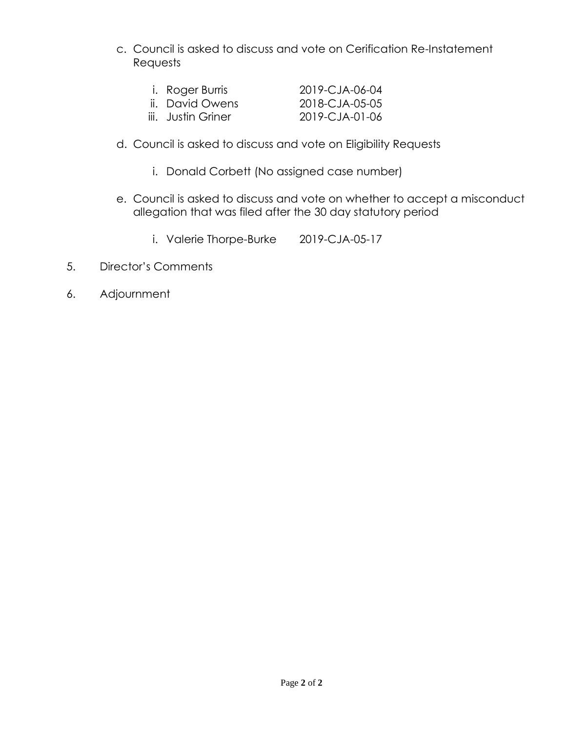c. Council is asked to discuss and vote on Cerification Re-Instatement Requests

   i. Roger Burris — 2019-CJA-06-04
   ii. David Owens — 2018-CJA-05-05
   iii. Justin Griner — 2019-CJA-01-06

d. Council is asked to discuss and vote on Eligibility Requests

   i. Donald Corbett (No assigned case number)

e. Council is asked to discuss and vote on whether to accept a misconduct allegation that was filed after the 30 day statutory period

   i. Valerie Thorpe-Burke — 2019-CJA-05-17

5. Director's Comments

6. Adjournment